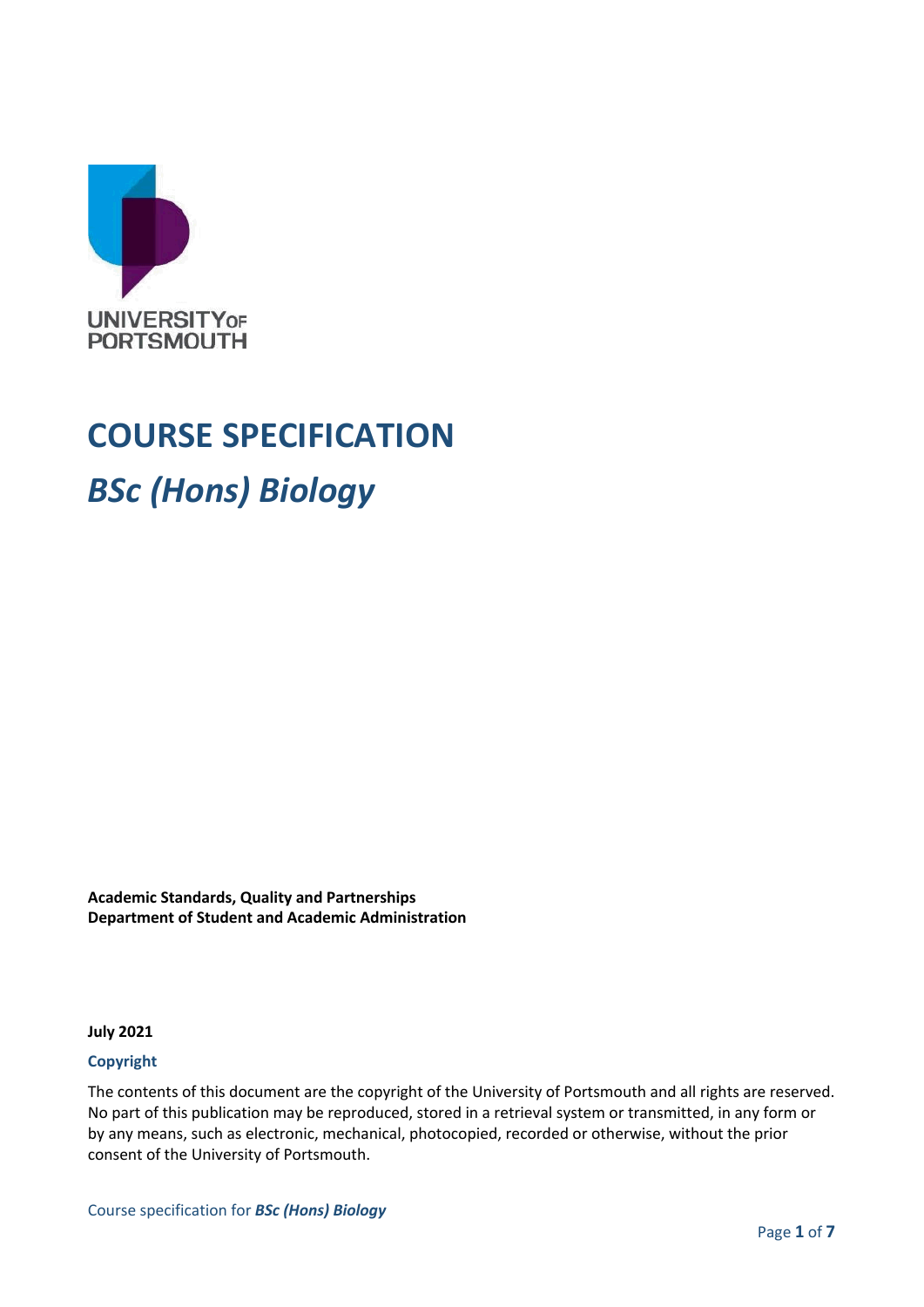UNIVERSITY OF PORTSMOUTH

# COURSE SPECIFICATION

## *BSc (Hons) Biology*

**Academic Standards, Quality and Partnerships**
**Department of Student and Academic Administration**

**July 2021**

**Copyright**

The contents of this document are the copyright of the University of Portsmouth and all rights are reserved. No part of this publication may be reproduced, stored in a retrieval system or transmitted, in any form or by any means, such as electronic, mechanical, photocopied, recorded or otherwise, without the prior consent of the University of Portsmouth.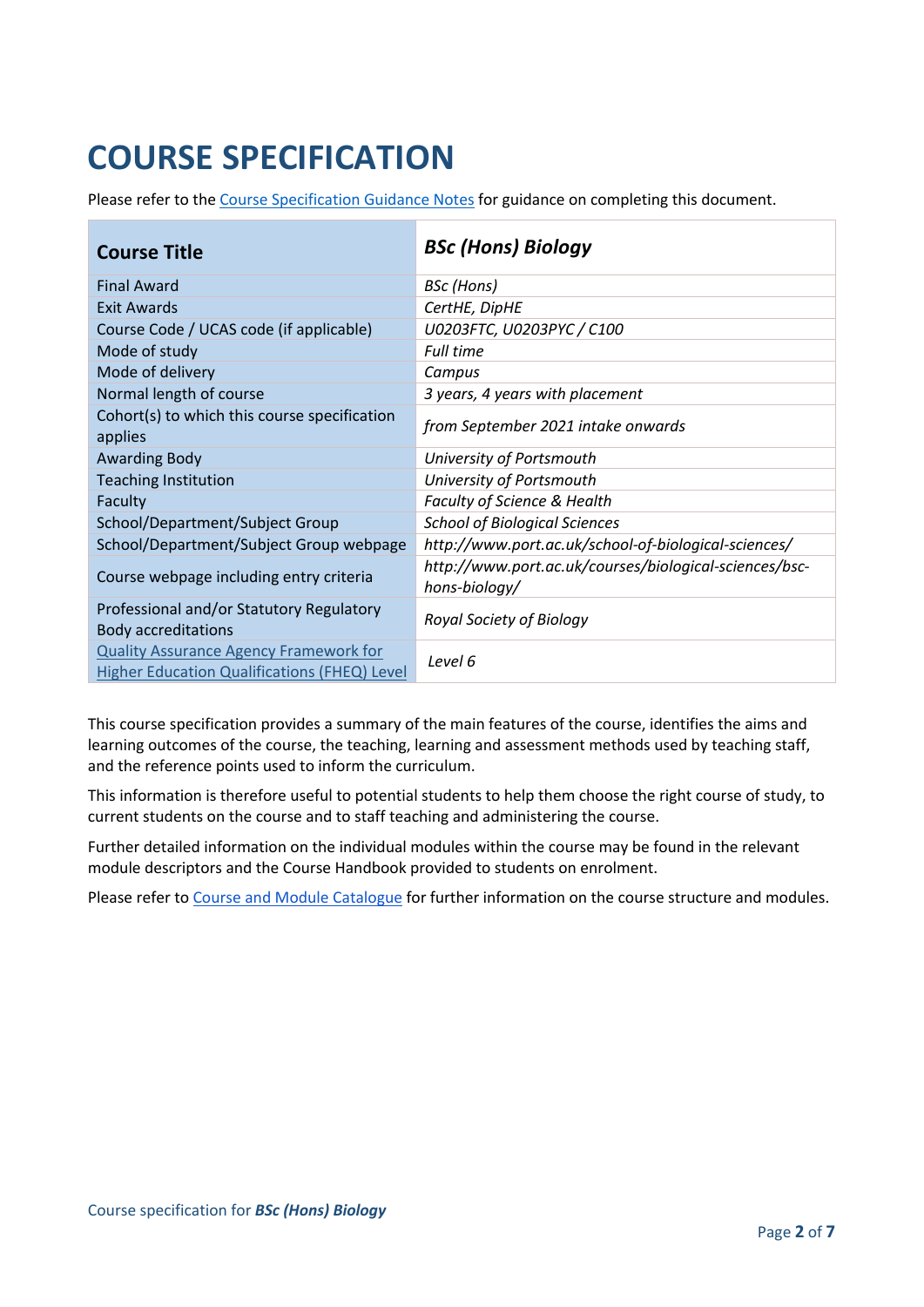# COURSE SPECIFICATION

Please refer to the [Course Specification Guidance Notes]() for guidance on completing this document.

| **Course Title** | ***BSc (Hons) Biology*** |
|---|---|
| Final Award | *BSc (Hons)* |
| Exit Awards | *CertHE, DipHE* |
| Course Code / UCAS code (if applicable) | *U0203FTC, U0203PYC / C100* |
| Mode of study | *Full time* |
| Mode of delivery | *Campus* |
| Normal length of course | *3 years, 4 years with placement* |
| Cohort(s) to which this course specification applies | *from September 2021 intake onwards* |
| Awarding Body | *University of Portsmouth* |
| Teaching Institution | *University of Portsmouth* |
| Faculty | *Faculty of Science & Health* |
| School/Department/Subject Group | *School of Biological Sciences* |
| School/Department/Subject Group webpage | *http://www.port.ac.uk/school-of-biological-sciences/* |
| Course webpage including entry criteria | *http://www.port.ac.uk/courses/biological-sciences/bsc-hons-biology/* |
| Professional and/or Statutory Regulatory Body accreditations | *Royal Society of Biology* |
| [Quality Assurance Agency Framework for Higher Education Qualifications (FHEQ) Level]() | *Level 6* |

This course specification provides a summary of the main features of the course, identifies the aims and learning outcomes of the course, the teaching, learning and assessment methods used by teaching staff, and the reference points used to inform the curriculum.

This information is therefore useful to potential students to help them choose the right course of study, to current students on the course and to staff teaching and administering the course.

Further detailed information on the individual modules within the course may be found in the relevant module descriptors and the Course Handbook provided to students on enrolment.

Please refer to [Course and Module Catalogue]() for further information on the course structure and modules.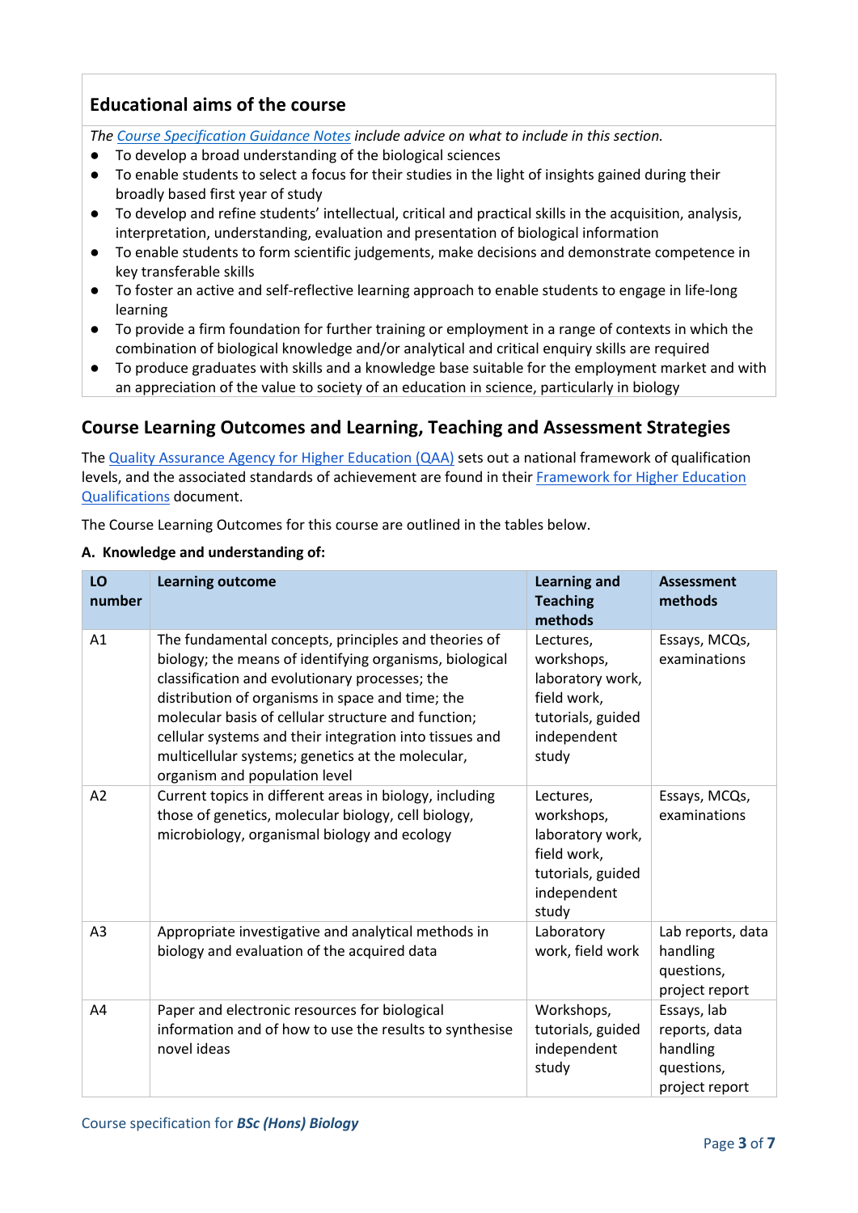## Educational aims of the course

*The Course Specification Guidance Notes include advice on what to include in this section.*

- To develop a broad understanding of the biological sciences
- To enable students to select a focus for their studies in the light of insights gained during their broadly based first year of study
- To develop and refine students' intellectual, critical and practical skills in the acquisition, analysis, interpretation, understanding, evaluation and presentation of biological information
- To enable students to form scientific judgements, make decisions and demonstrate competence in key transferable skills
- To foster an active and self-reflective learning approach to enable students to engage in life-long learning
- To provide a firm foundation for further training or employment in a range of contexts in which the combination of biological knowledge and/or analytical and critical enquiry skills are required
- To produce graduates with skills and a knowledge base suitable for the employment market and with an appreciation of the value to society of an education in science, particularly in biology

## Course Learning Outcomes and Learning, Teaching and Assessment Strategies

The Quality Assurance Agency for Higher Education (QAA) sets out a national framework of qualification levels, and the associated standards of achievement are found in their Framework for Higher Education Qualifications document.

The Course Learning Outcomes for this course are outlined in the tables below.

**A. Knowledge and understanding of:**

| LO number | Learning outcome | Learning and Teaching methods | Assessment methods |
|---|---|---|---|
| A1 | The fundamental concepts, principles and theories of biology; the means of identifying organisms, biological classification and evolutionary processes; the distribution of organisms in space and time; the molecular basis of cellular structure and function; cellular systems and their integration into tissues and multicellular systems; genetics at the molecular, organism and population level | Lectures, workshops, laboratory work, field work, tutorials, guided independent study | Essays, MCQs, examinations |
| A2 | Current topics in different areas in biology, including those of genetics, molecular biology, cell biology, microbiology, organismal biology and ecology | Lectures, workshops, laboratory work, field work, tutorials, guided independent study | Essays, MCQs, examinations |
| A3 | Appropriate investigative and analytical methods in biology and evaluation of the acquired data | Laboratory work, field work | Lab reports, data handling questions, project report |
| A4 | Paper and electronic resources for biological information and of how to use the results to synthesise novel ideas | Workshops, tutorials, guided independent study | Essays, lab reports, data handling questions, project report |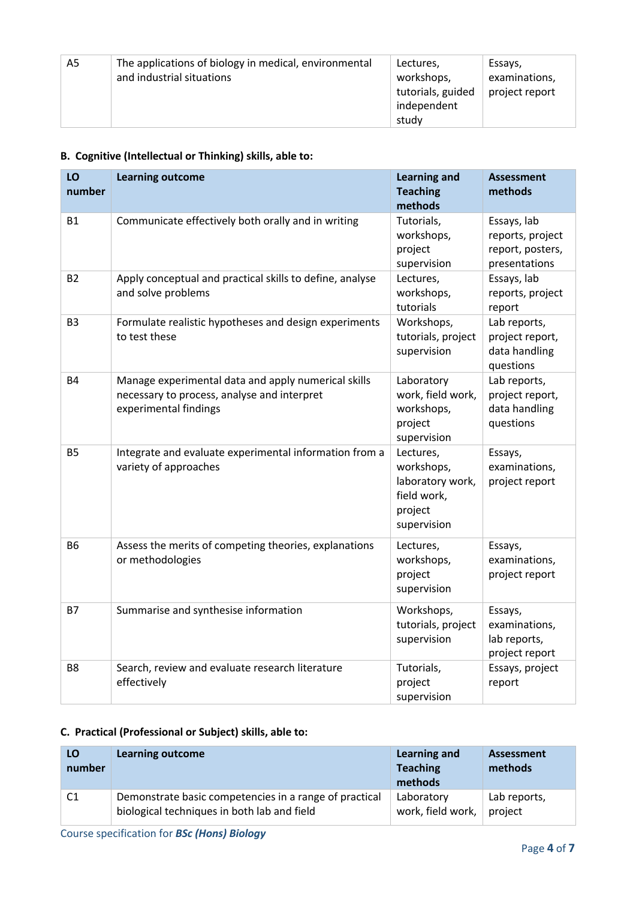| A5 | The applications of biology in medical, environmental and industrial situations | Lectures, workshops, tutorials, guided independent study | Essays, examinations, project report |
|---|---|---|---|

**B. Cognitive (Intellectual or Thinking) skills, able to:**

| LO number | Learning outcome | Learning and Teaching methods | Assessment methods |
|---|---|---|---|
| B1 | Communicate effectively both orally and in writing | Tutorials, workshops, project supervision | Essays, lab reports, project report, posters, presentations |
| B2 | Apply conceptual and practical skills to define, analyse and solve problems | Lectures, workshops, tutorials | Essays, lab reports, project report |
| B3 | Formulate realistic hypotheses and design experiments to test these | Workshops, tutorials, project supervision | Lab reports, project report, data handling questions |
| B4 | Manage experimental data and apply numerical skills necessary to process, analyse and interpret experimental findings | Laboratory work, field work, workshops, project supervision | Lab reports, project report, data handling questions |
| B5 | Integrate and evaluate experimental information from a variety of approaches | Lectures, workshops, laboratory work, field work, project supervision | Essays, examinations, project report |
| B6 | Assess the merits of competing theories, explanations or methodologies | Lectures, workshops, project supervision | Essays, examinations, project report |
| B7 | Summarise and synthesise information | Workshops, tutorials, project supervision | Essays, examinations, lab reports, project report |
| B8 | Search, review and evaluate research literature effectively | Tutorials, project supervision | Essays, project report |

**C. Practical (Professional or Subject) skills, able to:**

| LO number | Learning outcome | Learning and Teaching methods | Assessment methods |
|---|---|---|---|
| C1 | Demonstrate basic competencies in a range of practical biological techniques in both lab and field | Laboratory work, field work, | Lab reports, project |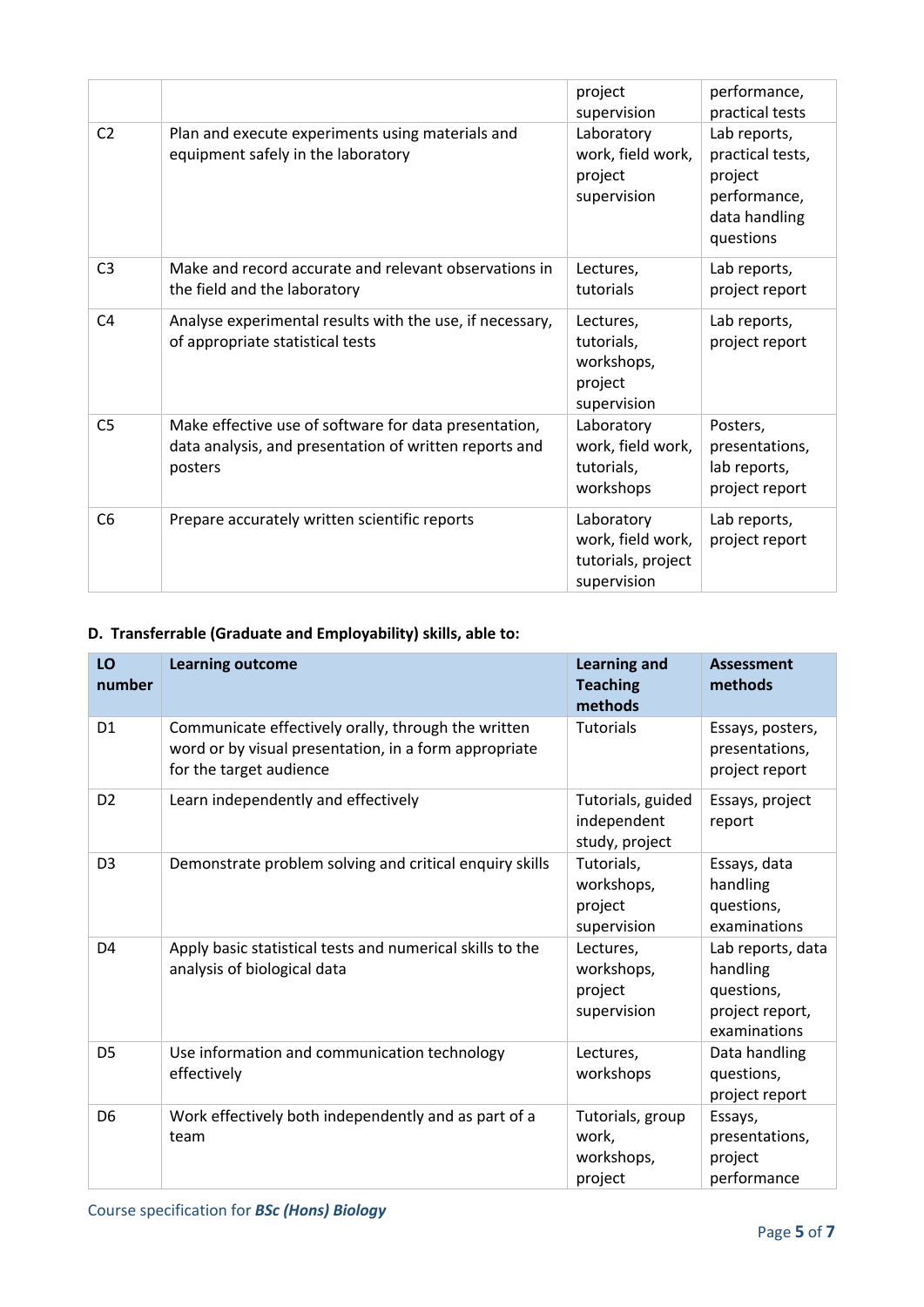| | | project supervision | performance, practical tests |
|---|---|---|---|
| C2 | Plan and execute experiments using materials and equipment safely in the laboratory | Laboratory work, field work, project supervision | Lab reports, practical tests, project performance, data handling questions |
| C3 | Make and record accurate and relevant observations in the field and the laboratory | Lectures, tutorials | Lab reports, project report |
| C4 | Analyse experimental results with the use, if necessary, of appropriate statistical tests | Lectures, tutorials, workshops, project supervision | Lab reports, project report |
| C5 | Make effective use of software for data presentation, data analysis, and presentation of written reports and posters | Laboratory work, field work, tutorials, workshops | Posters, presentations, lab reports, project report |
| C6 | Prepare accurately written scientific reports | Laboratory work, field work, tutorials, project supervision | Lab reports, project report |

**D. Transferrable (Graduate and Employability) skills, able to:**

| LO number | Learning outcome | Learning and Teaching methods | Assessment methods |
|---|---|---|---|
| D1 | Communicate effectively orally, through the written word or by visual presentation, in a form appropriate for the target audience | Tutorials | Essays, posters, presentations, project report |
| D2 | Learn independently and effectively | Tutorials, guided independent study, project | Essays, project report |
| D3 | Demonstrate problem solving and critical enquiry skills | Tutorials, workshops, project supervision | Essays, data handling questions, examinations |
| D4 | Apply basic statistical tests and numerical skills to the analysis of biological data | Lectures, workshops, project supervision | Lab reports, data handling questions, project report, examinations |
| D5 | Use information and communication technology effectively | Lectures, workshops | Data handling questions, project report |
| D6 | Work effectively both independently and as part of a team | Tutorials, group work, workshops, project | Essays, presentations, project performance |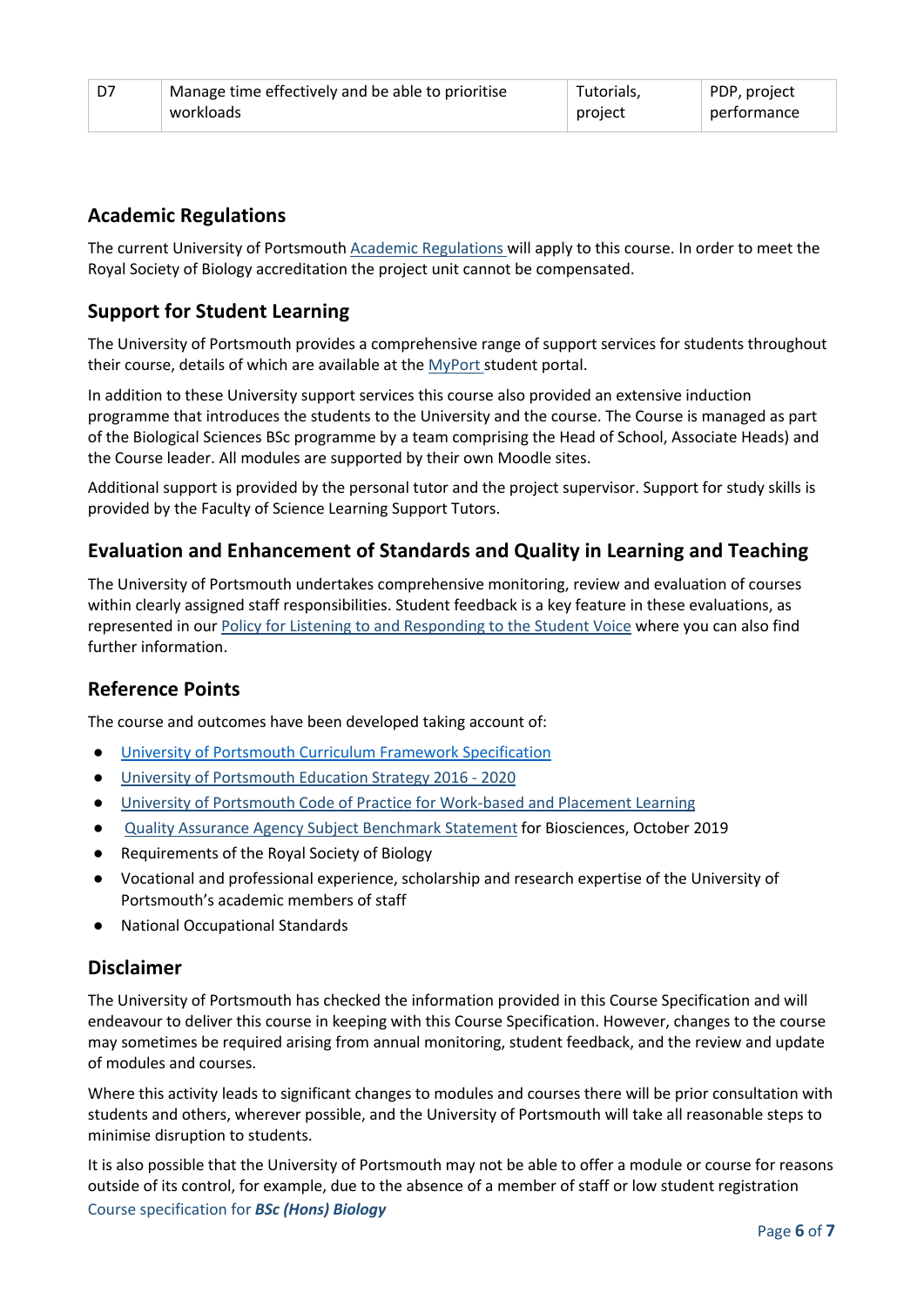| D7 | Manage time effectively and be able to prioritise workloads | Tutorials, project | PDP, project performance |
|---|---|---|---|

## Academic Regulations

The current University of Portsmouth Academic Regulations will apply to this course. In order to meet the Royal Society of Biology accreditation the project unit cannot be compensated.

## Support for Student Learning

The University of Portsmouth provides a comprehensive range of support services for students throughout their course, details of which are available at the MyPort student portal.

In addition to these University support services this course also provided an extensive induction programme that introduces the students to the University and the course. The Course is managed as part of the Biological Sciences BSc programme by a team comprising the Head of School, Associate Heads) and the Course leader. All modules are supported by their own Moodle sites.

Additional support is provided by the personal tutor and the project supervisor. Support for study skills is provided by the Faculty of Science Learning Support Tutors.

## Evaluation and Enhancement of Standards and Quality in Learning and Teaching

The University of Portsmouth undertakes comprehensive monitoring, review and evaluation of courses within clearly assigned staff responsibilities. Student feedback is a key feature in these evaluations, as represented in our Policy for Listening to and Responding to the Student Voice where you can also find further information.

## Reference Points

The course and outcomes have been developed taking account of:

- University of Portsmouth Curriculum Framework Specification
- University of Portsmouth Education Strategy 2016 - 2020
- University of Portsmouth Code of Practice for Work-based and Placement Learning
- Quality Assurance Agency Subject Benchmark Statement for Biosciences, October 2019
- Requirements of the Royal Society of Biology
- Vocational and professional experience, scholarship and research expertise of the University of Portsmouth's academic members of staff
- National Occupational Standards

## Disclaimer

The University of Portsmouth has checked the information provided in this Course Specification and will endeavour to deliver this course in keeping with this Course Specification. However, changes to the course may sometimes be required arising from annual monitoring, student feedback, and the review and update of modules and courses.

Where this activity leads to significant changes to modules and courses there will be prior consultation with students and others, wherever possible, and the University of Portsmouth will take all reasonable steps to minimise disruption to students.

It is also possible that the University of Portsmouth may not be able to offer a module or course for reasons outside of its control, for example, due to the absence of a member of staff or low student registration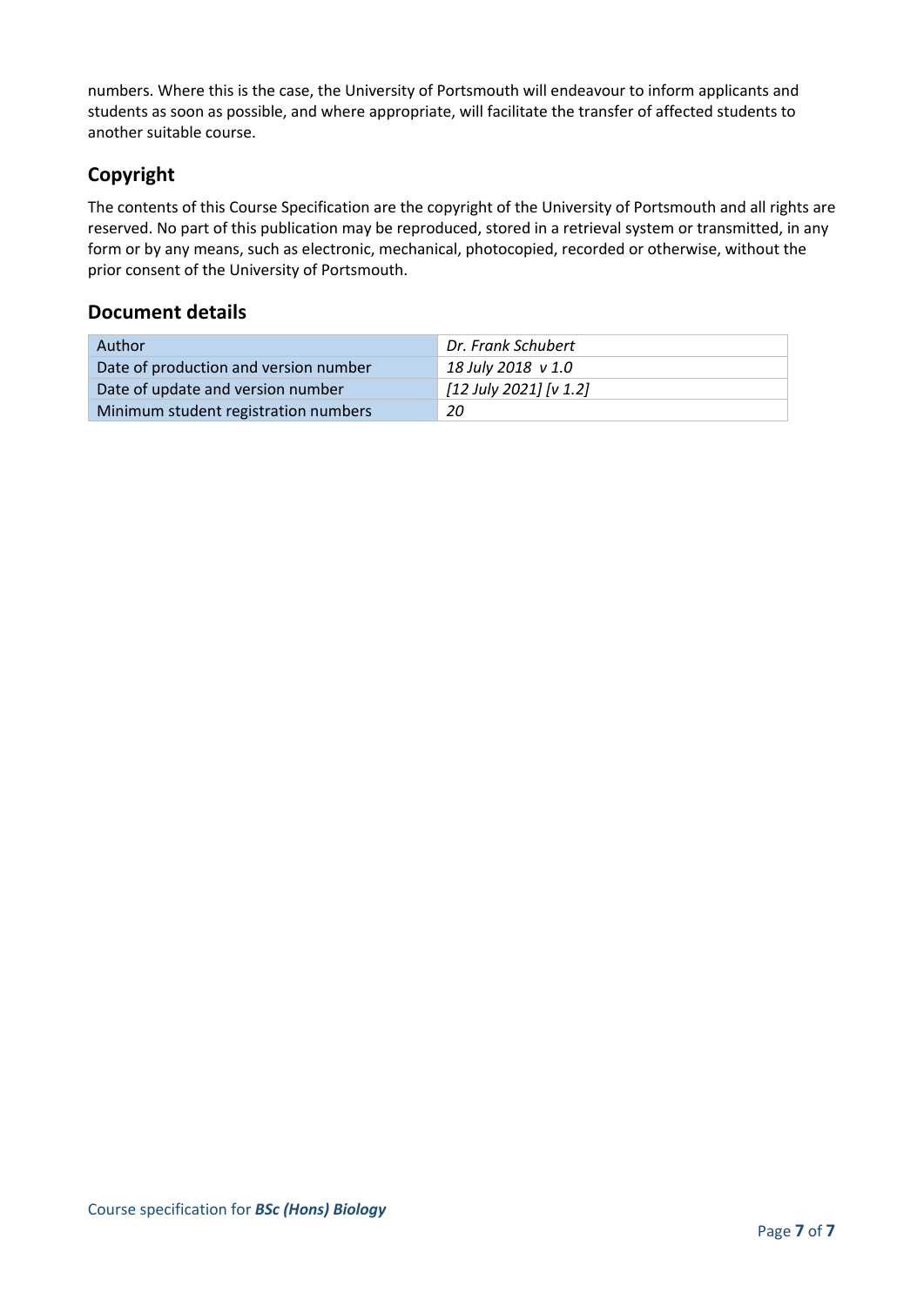numbers. Where this is the case, the University of Portsmouth will endeavour to inform applicants and students as soon as possible, and where appropriate, will facilitate the transfer of affected students to another suitable course.

## Copyright

The contents of this Course Specification are the copyright of the University of Portsmouth and all rights are reserved. No part of this publication may be reproduced, stored in a retrieval system or transmitted, in any form or by any means, such as electronic, mechanical, photocopied, recorded or otherwise, without the prior consent of the University of Portsmouth.

## Document details

| | |
|---|---|
| Author | *Dr. Frank Schubert* |
| Date of production and version number | *18 July 2018 v 1.0* |
| Date of update and version number | *[12 July 2021] [v 1.2]* |
| Minimum student registration numbers | *20* |